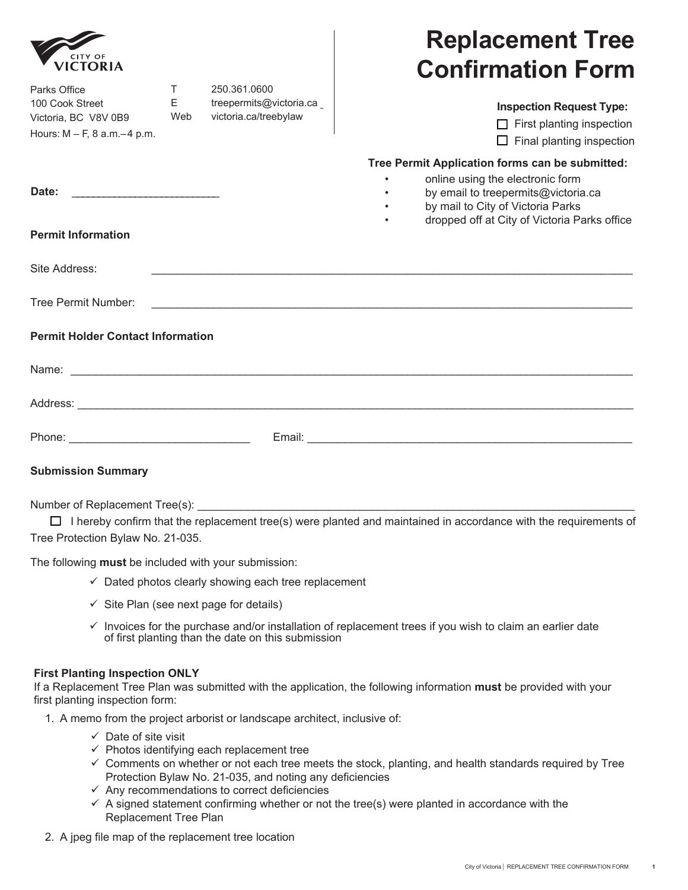CITY OF VICTORIA

Parks Office
100 Cook Street
Victoria, BC V8V 0B9
Hours: M – F, 8 a.m.– 4 p.m.

T 250.361.0600
E treepermits@victoria.ca
Web victoria.ca/treebylaw

# Replacement Tree Confirmation Form

**Inspection Request Type:**

- ☐ First planting inspection
- ☐ Final planting inspection

**Tree Permit Application forms can be submitted:**

- online using the electronic form
- by email to treepermits@victoria.ca
- by mail to City of Victoria Parks
- dropped off at City of Victoria Parks office

**Date:** ___________________________

### Permit Information

Site Address: ______________________________________________________________________________

Tree Permit Number: ______________________________________________________________________________

### Permit Holder Contact Information

Name: ______________________________________________________________________________

Address: ______________________________________________________________________________

Phone: _____________________________ Email: _____________________________________________________

### Submission Summary

Number of Replacement Tree(s): ______________________________________________________________________

☐ I hereby confirm that the replacement tree(s) were planted and maintained in accordance with the requirements of Tree Protection Bylaw No. 21-035.

The following **must** be included with your submission:

- ✓ Dated photos clearly showing each tree replacement
- ✓ Site Plan (see next page for details)
- ✓ Invoices for the purchase and/or installation of replacement trees if you wish to claim an earlier date of first planting than the date on this submission

**First Planting Inspection ONLY**

If a Replacement Tree Plan was submitted with the application, the following information **must** be provided with your first planting inspection form:

1. A memo from the project arborist or landscape architect, inclusive of:
   - ✓ Date of site visit
   - ✓ Photos identifying each replacement tree
   - ✓ Comments on whether or not each tree meets the stock, planting, and health standards required by Tree Protection Bylaw No. 21-035, and noting any deficiencies
   - ✓ Any recommendations to correct deficiencies
   - ✓ A signed statement confirming whether or not the tree(s) were planted in accordance with the Replacement Tree Plan
2. A jpeg file map of the replacement tree location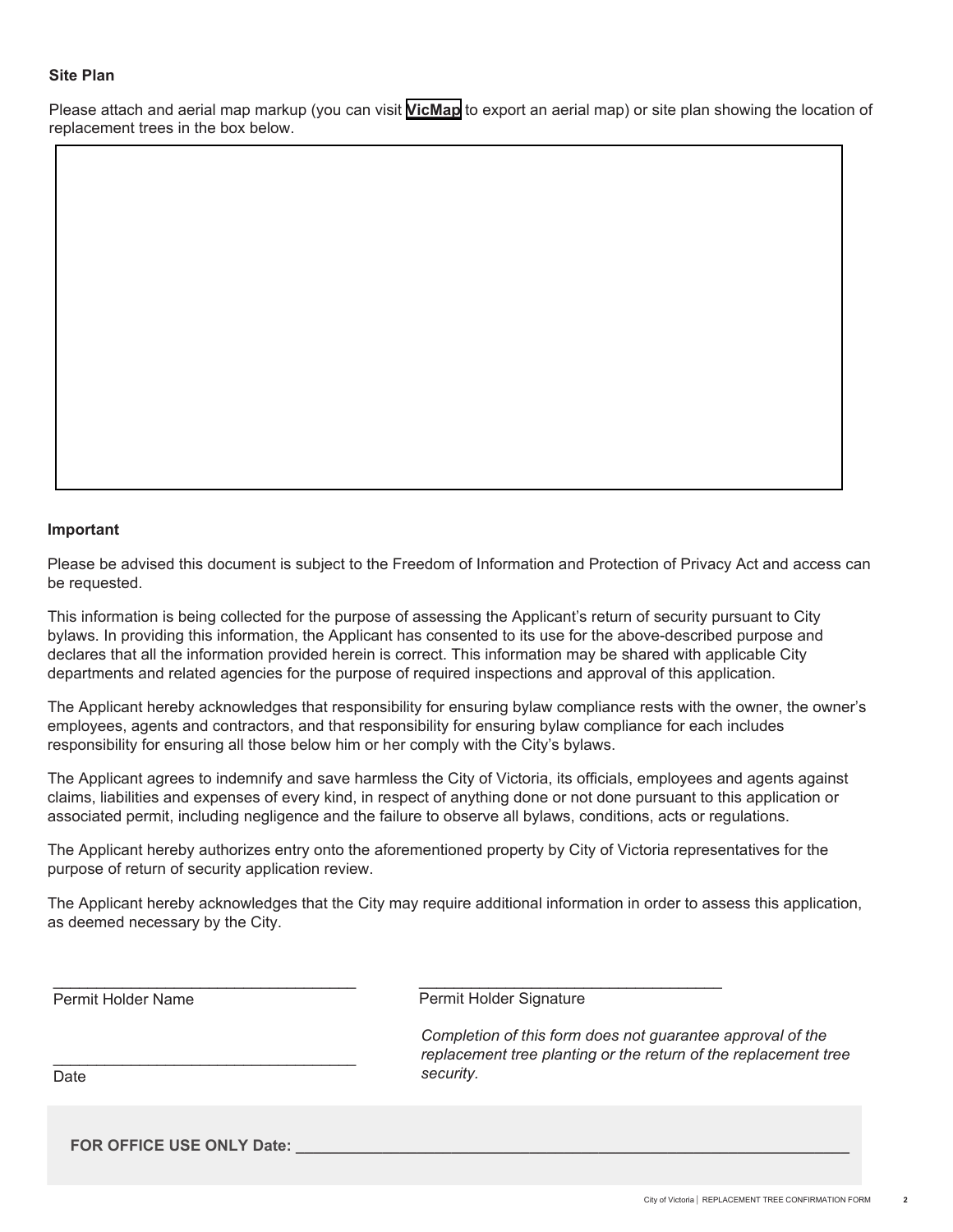**Site Plan**

Please attach and aerial map markup (you can visit **VicMap** to export an aerial map) or site plan showing the location of replacement trees in the box below.

**Important**

Please be advised this document is subject to the Freedom of Information and Protection of Privacy Act and access can be requested.

This information is being collected for the purpose of assessing the Applicant's return of security pursuant to City bylaws. In providing this information, the Applicant has consented to its use for the above-described purpose and declares that all the information provided herein is correct. This information may be shared with applicable City departments and related agencies for the purpose of required inspections and approval of this application.

The Applicant hereby acknowledges that responsibility for ensuring bylaw compliance rests with the owner, the owner's employees, agents and contractors, and that responsibility for ensuring bylaw compliance for each includes responsibility for ensuring all those below him or her comply with the City's bylaws.

The Applicant agrees to indemnify and save harmless the City of Victoria, its officials, employees and agents against claims, liabilities and expenses of every kind, in respect of anything done or not done pursuant to this application or associated permit, including negligence and the failure to observe all bylaws, conditions, acts or regulations.

The Applicant hereby authorizes entry onto the aforementioned property by City of Victoria representatives for the purpose of return of security application review.

The Applicant hereby acknowledges that the City may require additional information in order to assess this application, as deemed necessary by the City.

\_\_\_\_\_\_\_\_\_\_\_\_\_\_\_\_\_\_\_\_\_\_\_\_\_\_\_\_\_\_\_\_\_\_\_
Permit Holder Name

\_\_\_\_\_\_\_\_\_\_\_\_\_\_\_\_\_\_\_\_\_\_\_\_\_\_\_\_\_\_\_\_\_\_\_
Permit Holder Signature

\_\_\_\_\_\_\_\_\_\_\_\_\_\_\_\_\_\_\_\_\_\_\_\_\_\_\_\_\_\_\_\_\_\_\_
Date

*Completion of this form does not guarantee approval of the replacement tree planting or the return of the replacement tree security.*

**FOR OFFICE USE ONLY Date: \_\_\_\_\_\_\_\_\_\_\_\_\_\_\_\_\_\_\_\_\_\_\_\_\_\_\_\_\_\_\_\_\_\_\_\_\_\_\_\_\_\_\_\_\_\_\_\_\_\_\_\_\_\_\_\_\_\_\_\_**